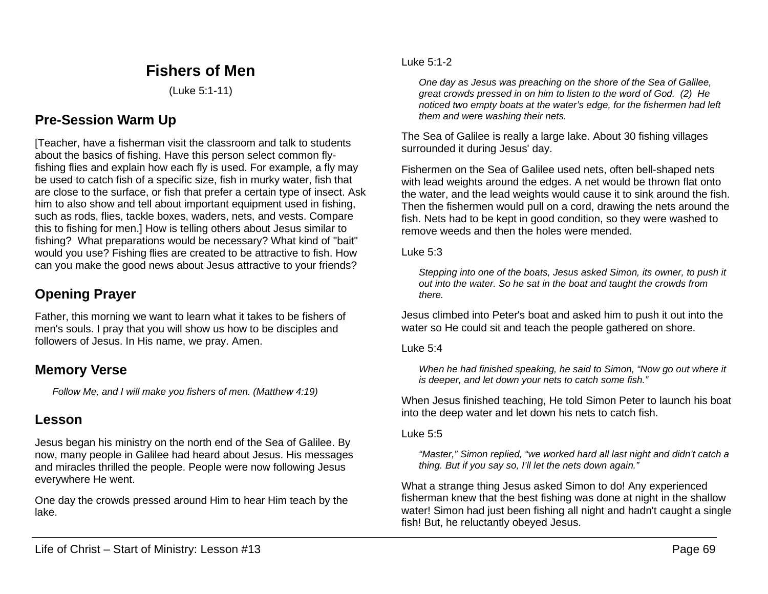# Fishers of Men

(Luke 5:1-11)

## Pre-Session Warm Up

[Teacher, have a fisherman visit the classroom and talk to students about the basics of fishing. Have this person select common fly-fishing flies and explain how each fly is used. For example, a fly may be used to catch fish of a specific size, fish in murky water, fish that are close to the surface, or fish that prefer a certain type of insect. Ask him to also show and tell about important equipment used in fishing, such as rods, flies, tackle boxes, waders, nets, and vests. Compare this to fishing for men.] How is telling others about Jesus similar to fishing? What preparations would be necessary? What kind of "bait" would you use? Fishing flies are created to be attractive to fish. How can you make the good news about Jesus attractive to your friends?

## Opening Prayer

Father, this morning we want to learn what it takes to be fishers of men's souls. I pray that you will show us how to be disciples and followers of Jesus. In His name, we pray. Amen.

## Memory Verse

> *Follow Me, and I will make you fishers of men. (Matthew 4:19)*

## Lesson

Jesus began his ministry on the north end of the Sea of Galilee. By now, many people in Galilee had heard about Jesus. His messages and miracles thrilled the people. People were now following Jesus everywhere He went.

One day the crowds pressed around Him to hear Him teach by the lake.

Luke 5:1-2

> *One day as Jesus was preaching on the shore of the Sea of Galilee, great crowds pressed in on him to listen to the word of God. (2) He noticed two empty boats at the water's edge, for the fishermen had left them and were washing their nets.*

The Sea of Galilee is really a large lake. About 30 fishing villages surrounded it during Jesus' day.

Fishermen on the Sea of Galilee used nets, often bell-shaped nets with lead weights around the edges. A net would be thrown flat onto the water, and the lead weights would cause it to sink around the fish. Then the fishermen would pull on a cord, drawing the nets around the fish. Nets had to be kept in good condition, so they were washed to remove weeds and then the holes were mended.

Luke 5:3

> *Stepping into one of the boats, Jesus asked Simon, its owner, to push it out into the water. So he sat in the boat and taught the crowds from there.*

Jesus climbed into Peter's boat and asked him to push it out into the water so He could sit and teach the people gathered on shore.

Luke 5:4

> *When he had finished speaking, he said to Simon, "Now go out where it is deeper, and let down your nets to catch some fish."*

When Jesus finished teaching, He told Simon Peter to launch his boat into the deep water and let down his nets to catch fish.

Luke 5:5

> *"Master," Simon replied, "we worked hard all last night and didn't catch a thing. But if you say so, I'll let the nets down again."*

What a strange thing Jesus asked Simon to do! Any experienced fisherman knew that the best fishing was done at night in the shallow water! Simon had just been fishing all night and hadn't caught a single fish! But, he reluctantly obeyed Jesus.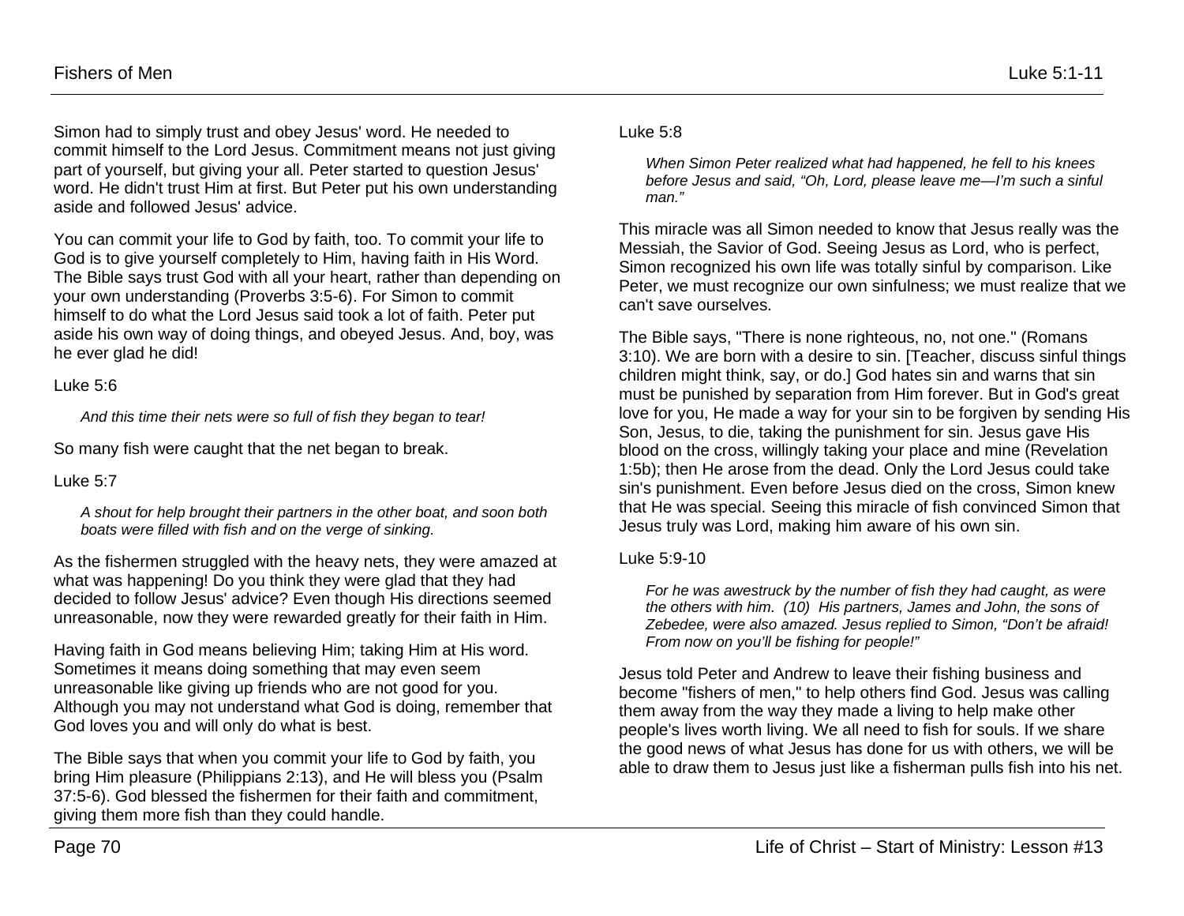Simon had to simply trust and obey Jesus' word. He needed to commit himself to the Lord Jesus. Commitment means not just giving part of yourself, but giving your all. Peter started to question Jesus' word. He didn't trust Him at first. But Peter put his own understanding aside and followed Jesus' advice.

You can commit your life to God by faith, too. To commit your life to God is to give yourself completely to Him, having faith in His Word. The Bible says trust God with all your heart, rather than depending on your own understanding (Proverbs 3:5-6). For Simon to commit himself to do what the Lord Jesus said took a lot of faith. Peter put aside his own way of doing things, and obeyed Jesus. And, boy, was he ever glad he did!

Luke 5:6

> *And this time their nets were so full of fish they began to tear!*

So many fish were caught that the net began to break.

Luke 5:7

> *A shout for help brought their partners in the other boat, and soon both boats were filled with fish and on the verge of sinking.*

As the fishermen struggled with the heavy nets, they were amazed at what was happening! Do you think they were glad that they had decided to follow Jesus' advice? Even though His directions seemed unreasonable, now they were rewarded greatly for their faith in Him.

Having faith in God means believing Him; taking Him at His word. Sometimes it means doing something that may even seem unreasonable like giving up friends who are not good for you. Although you may not understand what God is doing, remember that God loves you and will only do what is best.

The Bible says that when you commit your life to God by faith, you bring Him pleasure (Philippians 2:13), and He will bless you (Psalm 37:5-6). God blessed the fishermen for their faith and commitment, giving them more fish than they could handle.

Luke 5:8

> *When Simon Peter realized what had happened, he fell to his knees before Jesus and said, "Oh, Lord, please leave me—I'm such a sinful man."*

This miracle was all Simon needed to know that Jesus really was the Messiah, the Savior of God. Seeing Jesus as Lord, who is perfect, Simon recognized his own life was totally sinful by comparison. Like Peter, we must recognize our own sinfulness; we must realize that we can't save ourselves.

The Bible says, "There is none righteous, no, not one." (Romans 3:10). We are born with a desire to sin. [Teacher, discuss sinful things children might think, say, or do.] God hates sin and warns that sin must be punished by separation from Him forever. But in God's great love for you, He made a way for your sin to be forgiven by sending His Son, Jesus, to die, taking the punishment for sin. Jesus gave His blood on the cross, willingly taking your place and mine (Revelation 1:5b); then He arose from the dead. Only the Lord Jesus could take sin's punishment. Even before Jesus died on the cross, Simon knew that He was special. Seeing this miracle of fish convinced Simon that Jesus truly was Lord, making him aware of his own sin.

Luke 5:9-10

> *For he was awestruck by the number of fish they had caught, as were the others with him. (10) His partners, James and John, the sons of Zebedee, were also amazed. Jesus replied to Simon, "Don't be afraid! From now on you'll be fishing for people!"*

Jesus told Peter and Andrew to leave their fishing business and become "fishers of men," to help others find God. Jesus was calling them away from the way they made a living to help make other people's lives worth living. We all need to fish for souls. If we share the good news of what Jesus has done for us with others, we will be able to draw them to Jesus just like a fisherman pulls fish into his net.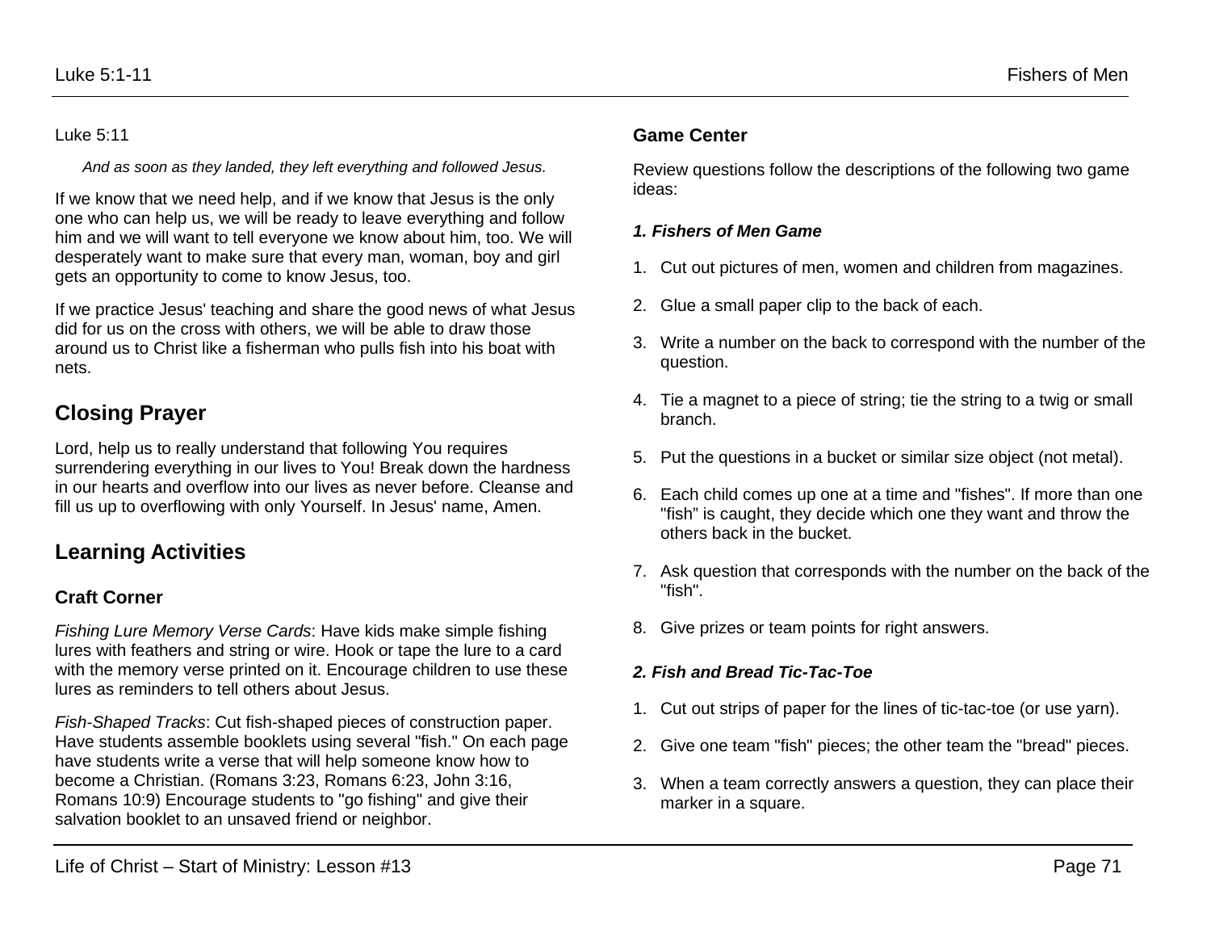Luke 5:11

*And as soon as they landed, they left everything and followed Jesus.*

If we know that we need help, and if we know that Jesus is the only one who can help us, we will be ready to leave everything and follow him and we will want to tell everyone we know about him, too. We will desperately want to make sure that every man, woman, boy and girl gets an opportunity to come to know Jesus, too.

If we practice Jesus' teaching and share the good news of what Jesus did for us on the cross with others, we will be able to draw those around us to Christ like a fisherman who pulls fish into his boat with nets.

## Closing Prayer

Lord, help us to really understand that following You requires surrendering everything in our lives to You! Break down the hardness in our hearts and overflow into our lives as never before. Cleanse and fill us up to overflowing with only Yourself. In Jesus' name, Amen.

## Learning Activities

### Craft Corner

*Fishing Lure Memory Verse Cards*: Have kids make simple fishing lures with feathers and string or wire. Hook or tape the lure to a card with the memory verse printed on it. Encourage children to use these lures as reminders to tell others about Jesus.

*Fish-Shaped Tracks*: Cut fish-shaped pieces of construction paper. Have students assemble booklets using several "fish." On each page have students write a verse that will help someone know how to become a Christian. (Romans 3:23, Romans 6:23, John 3:16, Romans 10:9) Encourage students to "go fishing" and give their salvation booklet to an unsaved friend or neighbor.

### Game Center

Review questions follow the descriptions of the following two game ideas:

***1. Fishers of Men Game***

1. Cut out pictures of men, women and children from magazines.
2. Glue a small paper clip to the back of each.
3. Write a number on the back to correspond with the number of the question.
4. Tie a magnet to a piece of string; tie the string to a twig or small branch.
5. Put the questions in a bucket or similar size object (not metal).
6. Each child comes up one at a time and "fishes". If more than one "fish" is caught, they decide which one they want and throw the others back in the bucket.
7. Ask question that corresponds with the number on the back of the "fish".
8. Give prizes or team points for right answers.

***2. Fish and Bread Tic-Tac-Toe***

1. Cut out strips of paper for the lines of tic-tac-toe (or use yarn).
2. Give one team "fish" pieces; the other team the "bread" pieces.
3. When a team correctly answers a question, they can place their marker in a square.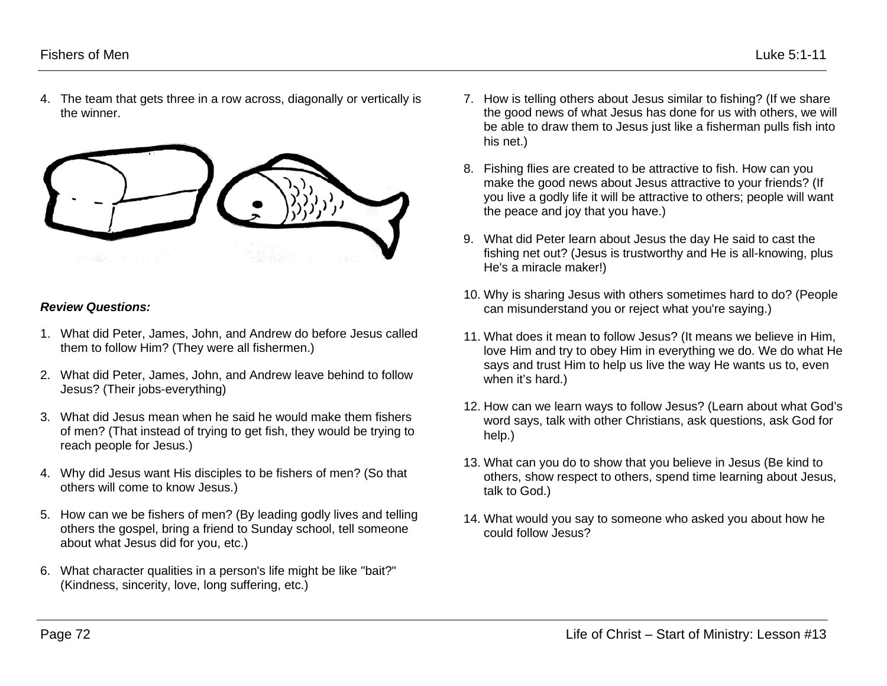4. The team that gets three in a row across, diagonally or vertically is the winner.

***Review Questions:***

1. What did Peter, James, John, and Andrew do before Jesus called them to follow Him? (They were all fishermen.)

2. What did Peter, James, John, and Andrew leave behind to follow Jesus? (Their jobs-everything)

3. What did Jesus mean when he said he would make them fishers of men? (That instead of trying to get fish, they would be trying to reach people for Jesus.)

4. Why did Jesus want His disciples to be fishers of men? (So that others will come to know Jesus.)

5. How can we be fishers of men? (By leading godly lives and telling others the gospel, bring a friend to Sunday school, tell someone about what Jesus did for you, etc.)

6. What character qualities in a person's life might be like "bait?" (Kindness, sincerity, love, long suffering, etc.)

7. How is telling others about Jesus similar to fishing? (If we share the good news of what Jesus has done for us with others, we will be able to draw them to Jesus just like a fisherman pulls fish into his net.)

8. Fishing flies are created to be attractive to fish. How can you make the good news about Jesus attractive to your friends? (If you live a godly life it will be attractive to others; people will want the peace and joy that you have.)

9. What did Peter learn about Jesus the day He said to cast the fishing net out? (Jesus is trustworthy and He is all-knowing, plus He's a miracle maker!)

10. Why is sharing Jesus with others sometimes hard to do? (People can misunderstand you or reject what you're saying.)

11. What does it mean to follow Jesus? (It means we believe in Him, love Him and try to obey Him in everything we do. We do what He says and trust Him to help us live the way He wants us to, even when it's hard.)

12. How can we learn ways to follow Jesus? (Learn about what God's word says, talk with other Christians, ask questions, ask God for help.)

13. What can you do to show that you believe in Jesus (Be kind to others, show respect to others, spend time learning about Jesus, talk to God.)

14. What would you say to someone who asked you about how he could follow Jesus?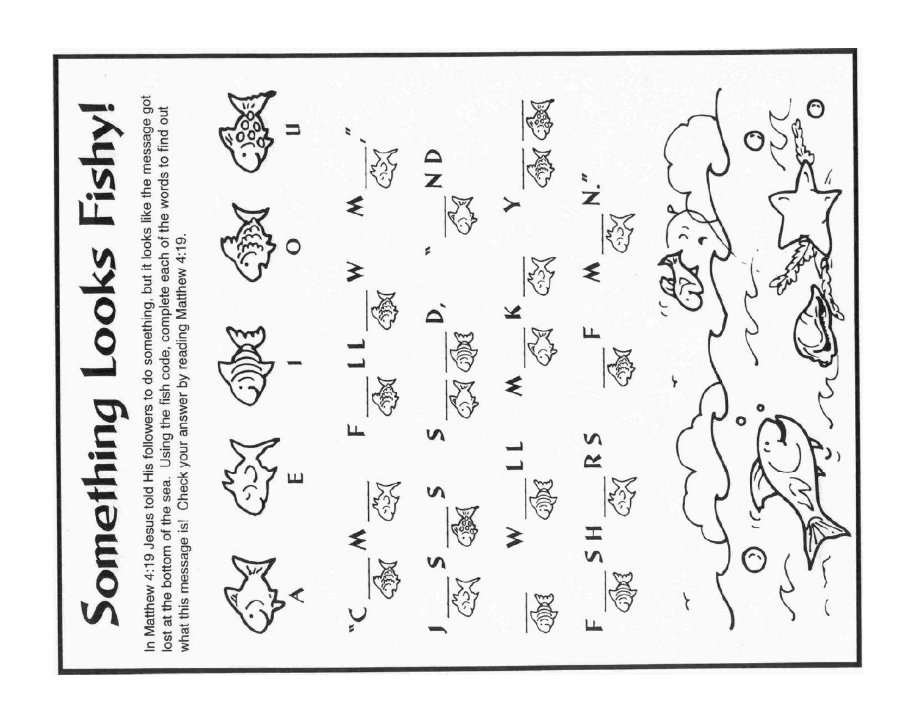# Something Looks Fishy!

In Matthew 4:19 Jesus told His followers to do something, but it looks like the message got lost at the bottom of the sea. Using the fish code, complete each of the words to find out what this message is! Check your answer by reading Matthew 4:19.

A E I O U

"C\_M\_, F\_LL\_W M\_," J\_S\_S S\_\_D, "\_ND \_ W\_LL M\_K\_ Y\_\_ F\_SH\_RS \_F M\_N."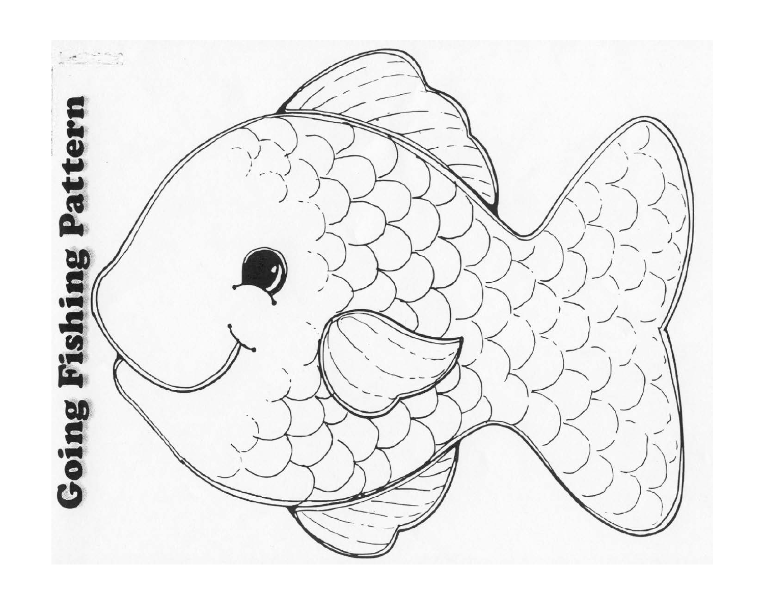# Going Fishing Pattern